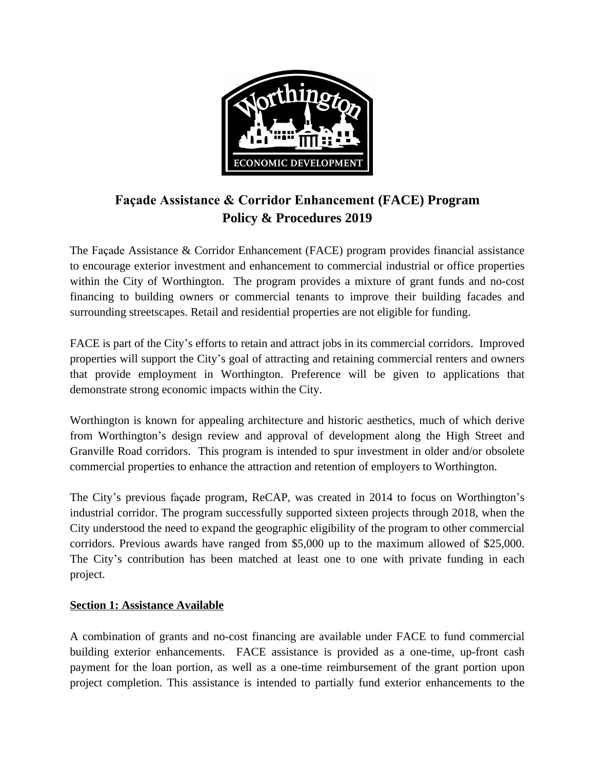# Façade Assistance & Corridor Enhancement (FACE) Program
## Policy & Procedures 2019

The Façade Assistance & Corridor Enhancement (FACE) program provides financial assistance to encourage exterior investment and enhancement to commercial industrial or office properties within the City of Worthington. The program provides a mixture of grant funds and no-cost financing to building owners or commercial tenants to improve their building facades and surrounding streetscapes. Retail and residential properties are not eligible for funding.

FACE is part of the City's efforts to retain and attract jobs in its commercial corridors. Improved properties will support the City's goal of attracting and retaining commercial renters and owners that provide employment in Worthington. Preference will be given to applications that demonstrate strong economic impacts within the City.

Worthington is known for appealing architecture and historic aesthetics, much of which derive from Worthington's design review and approval of development along the High Street and Granville Road corridors. This program is intended to spur investment in older and/or obsolete commercial properties to enhance the attraction and retention of employers to Worthington.

The City's previous façade program, ReCAP, was created in 2014 to focus on Worthington's industrial corridor. The program successfully supported sixteen projects through 2018, when the City understood the need to expand the geographic eligibility of the program to other commercial corridors. Previous awards have ranged from $5,000 up to the maximum allowed of $25,000. The City's contribution has been matched at least one to one with private funding in each project.

**Section 1: Assistance Available**

A combination of grants and no-cost financing are available under FACE to fund commercial building exterior enhancements. FACE assistance is provided as a one-time, up-front cash payment for the loan portion, as well as a one-time reimbursement of the grant portion upon project completion. This assistance is intended to partially fund exterior enhancements to the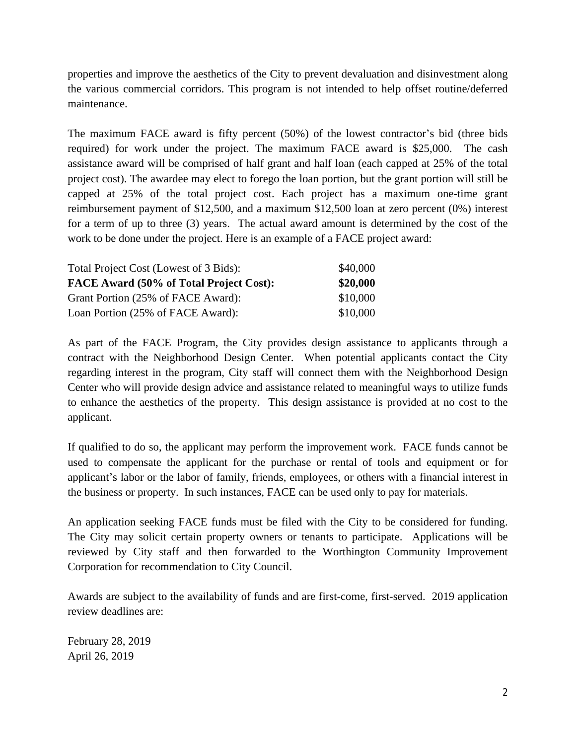properties and improve the aesthetics of the City to prevent devaluation and disinvestment along the various commercial corridors. This program is not intended to help offset routine/deferred maintenance.

The maximum FACE award is fifty percent (50%) of the lowest contractor's bid (three bids required) for work under the project. The maximum FACE award is $25,000. The cash assistance award will be comprised of half grant and half loan (each capped at 25% of the total project cost). The awardee may elect to forego the loan portion, but the grant portion will still be capped at 25% of the total project cost. Each project has a maximum one-time grant reimbursement payment of $12,500, and a maximum $12,500 loan at zero percent (0%) interest for a term of up to three (3) years. The actual award amount is determined by the cost of the work to be done under the project. Here is an example of a FACE project award:

| | |
|---|---|
| Total Project Cost (Lowest of 3 Bids): | $40,000 |
| **FACE Award (50% of Total Project Cost):** | **$20,000** |
| Grant Portion (25% of FACE Award): | $10,000 |
| Loan Portion (25% of FACE Award): | $10,000 |

As part of the FACE Program, the City provides design assistance to applicants through a contract with the Neighborhood Design Center. When potential applicants contact the City regarding interest in the program, City staff will connect them with the Neighborhood Design Center who will provide design advice and assistance related to meaningful ways to utilize funds to enhance the aesthetics of the property. This design assistance is provided at no cost to the applicant.

If qualified to do so, the applicant may perform the improvement work. FACE funds cannot be used to compensate the applicant for the purchase or rental of tools and equipment or for applicant's labor or the labor of family, friends, employees, or others with a financial interest in the business or property. In such instances, FACE can be used only to pay for materials.

An application seeking FACE funds must be filed with the City to be considered for funding. The City may solicit certain property owners or tenants to participate. Applications will be reviewed by City staff and then forwarded to the Worthington Community Improvement Corporation for recommendation to City Council.

Awards are subject to the availability of funds and are first-come, first-served. 2019 application review deadlines are:

February 28, 2019
April 26, 2019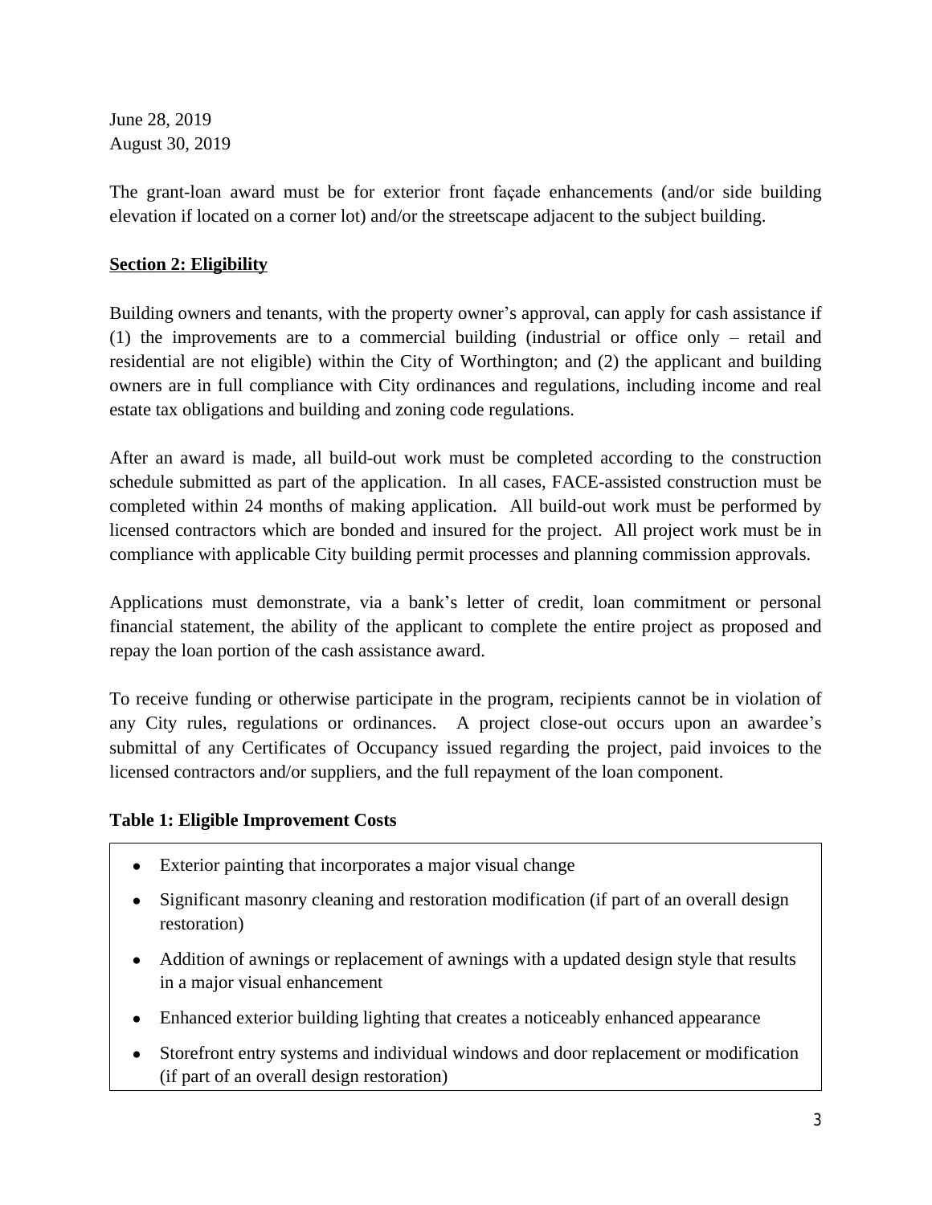June 28, 2019
August 30, 2019

The grant-loan award must be for exterior front façade enhancements (and/or side building elevation if located on a corner lot) and/or the streetscape adjacent to the subject building.

**Section 2: Eligibility**

Building owners and tenants, with the property owner's approval, can apply for cash assistance if (1) the improvements are to a commercial building (industrial or office only – retail and residential are not eligible) within the City of Worthington; and (2) the applicant and building owners are in full compliance with City ordinances and regulations, including income and real estate tax obligations and building and zoning code regulations.

After an award is made, all build-out work must be completed according to the construction schedule submitted as part of the application. In all cases, FACE-assisted construction must be completed within 24 months of making application. All build-out work must be performed by licensed contractors which are bonded and insured for the project. All project work must be in compliance with applicable City building permit processes and planning commission approvals.

Applications must demonstrate, via a bank's letter of credit, loan commitment or personal financial statement, the ability of the applicant to complete the entire project as proposed and repay the loan portion of the cash assistance award.

To receive funding or otherwise participate in the program, recipients cannot be in violation of any City rules, regulations or ordinances. A project close-out occurs upon an awardee's submittal of any Certificates of Occupancy issued regarding the project, paid invoices to the licensed contractors and/or suppliers, and the full repayment of the loan component.

**Table 1: Eligible Improvement Costs**

- Exterior painting that incorporates a major visual change
- Significant masonry cleaning and restoration modification (if part of an overall design restoration)
- Addition of awnings or replacement of awnings with a updated design style that results in a major visual enhancement
- Enhanced exterior building lighting that creates a noticeably enhanced appearance
- Storefront entry systems and individual windows and door replacement or modification (if part of an overall design restoration)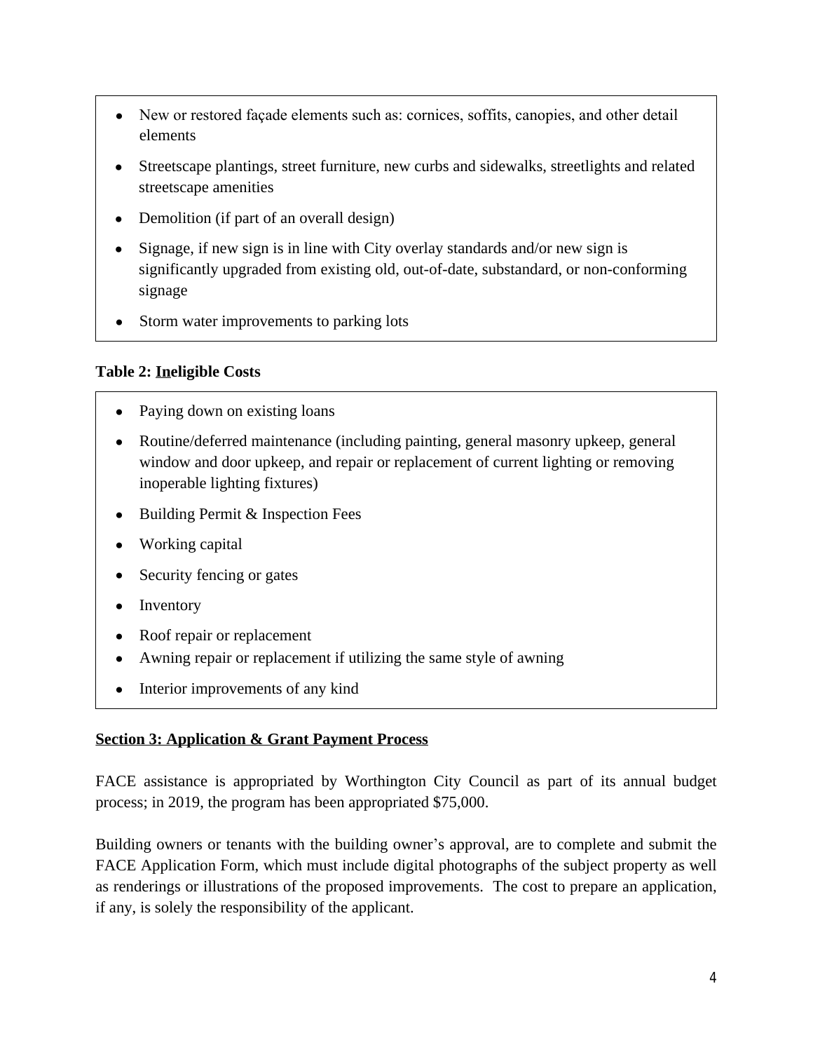- New or restored façade elements such as: cornices, soffits, canopies, and other detail elements
- Streetscape plantings, street furniture, new curbs and sidewalks, streetlights and related streetscape amenities
- Demolition (if part of an overall design)
- Signage, if new sign is in line with City overlay standards and/or new sign is significantly upgraded from existing old, out-of-date, substandard, or non-conforming signage
- Storm water improvements to parking lots

**Table 2: <u>In</u>eligible Costs**

- Paying down on existing loans
- Routine/deferred maintenance (including painting, general masonry upkeep, general window and door upkeep, and repair or replacement of current lighting or removing inoperable lighting fixtures)
- Building Permit & Inspection Fees
- Working capital
- Security fencing or gates
- Inventory
- Roof repair or replacement
- Awning repair or replacement if utilizing the same style of awning
- Interior improvements of any kind

## Section 3: Application & Grant Payment Process

FACE assistance is appropriated by Worthington City Council as part of its annual budget process; in 2019, the program has been appropriated $75,000.

Building owners or tenants with the building owner's approval, are to complete and submit the FACE Application Form, which must include digital photographs of the subject property as well as renderings or illustrations of the proposed improvements. The cost to prepare an application, if any, is solely the responsibility of the applicant.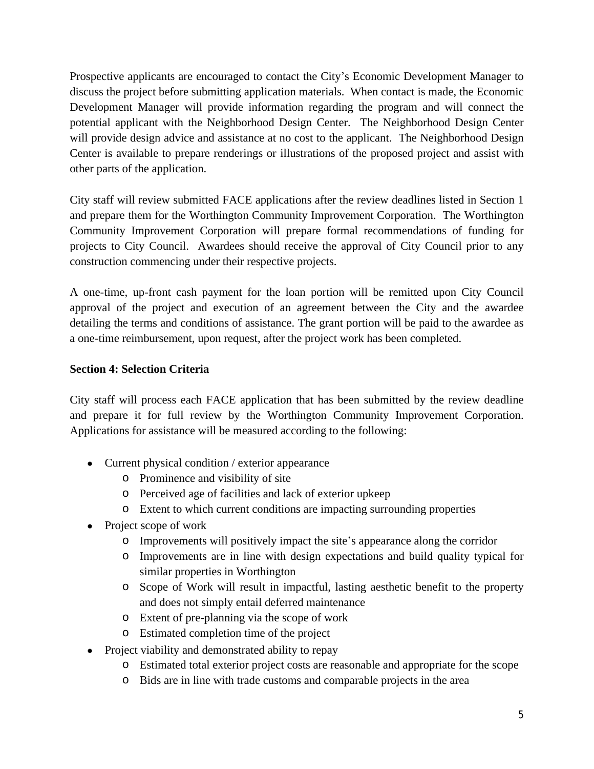Prospective applicants are encouraged to contact the City's Economic Development Manager to discuss the project before submitting application materials. When contact is made, the Economic Development Manager will provide information regarding the program and will connect the potential applicant with the Neighborhood Design Center. The Neighborhood Design Center will provide design advice and assistance at no cost to the applicant. The Neighborhood Design Center is available to prepare renderings or illustrations of the proposed project and assist with other parts of the application.

City staff will review submitted FACE applications after the review deadlines listed in Section 1 and prepare them for the Worthington Community Improvement Corporation. The Worthington Community Improvement Corporation will prepare formal recommendations of funding for projects to City Council. Awardees should receive the approval of City Council prior to any construction commencing under their respective projects.

A one-time, up-front cash payment for the loan portion will be remitted upon City Council approval of the project and execution of an agreement between the City and the awardee detailing the terms and conditions of assistance. The grant portion will be paid to the awardee as a one-time reimbursement, upon request, after the project work has been completed.

## Section 4: Selection Criteria

City staff will process each FACE application that has been submitted by the review deadline and prepare it for full review by the Worthington Community Improvement Corporation. Applications for assistance will be measured according to the following:

- Current physical condition / exterior appearance
  - Prominence and visibility of site
  - Perceived age of facilities and lack of exterior upkeep
  - Extent to which current conditions are impacting surrounding properties
- Project scope of work
  - Improvements will positively impact the site's appearance along the corridor
  - Improvements are in line with design expectations and build quality typical for similar properties in Worthington
  - Scope of Work will result in impactful, lasting aesthetic benefit to the property and does not simply entail deferred maintenance
  - Extent of pre-planning via the scope of work
  - Estimated completion time of the project
- Project viability and demonstrated ability to repay
  - Estimated total exterior project costs are reasonable and appropriate for the scope
  - Bids are in line with trade customs and comparable projects in the area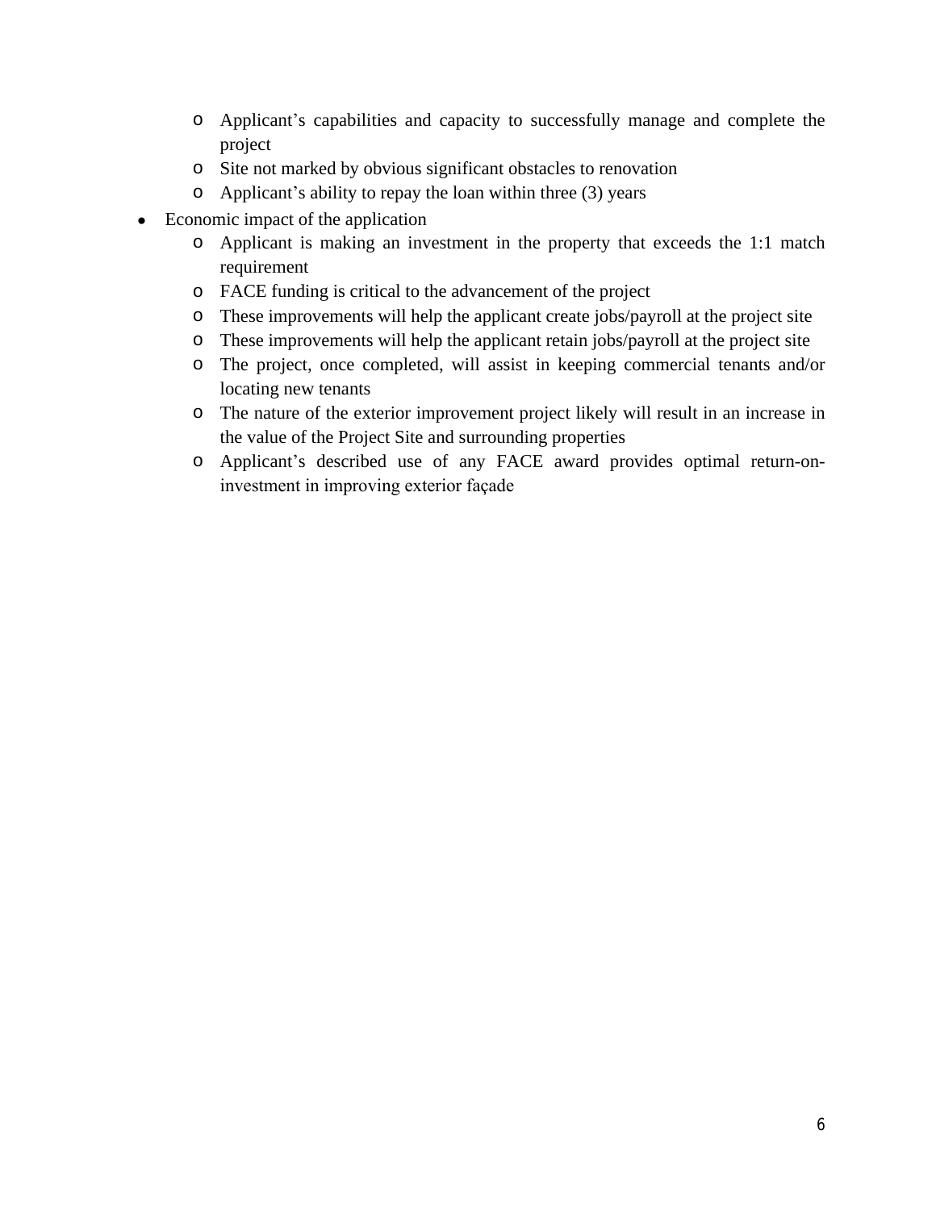- Applicant's capabilities and capacity to successfully manage and complete the project
    - Site not marked by obvious significant obstacles to renovation
    - Applicant's ability to repay the loan within three (3) years
- Economic impact of the application
    - Applicant is making an investment in the property that exceeds the 1:1 match requirement
    - FACE funding is critical to the advancement of the project
    - These improvements will help the applicant create jobs/payroll at the project site
    - These improvements will help the applicant retain jobs/payroll at the project site
    - The project, once completed, will assist in keeping commercial tenants and/or locating new tenants
    - The nature of the exterior improvement project likely will result in an increase in the value of the Project Site and surrounding properties
    - Applicant's described use of any FACE award provides optimal return-on-investment in improving exterior façade